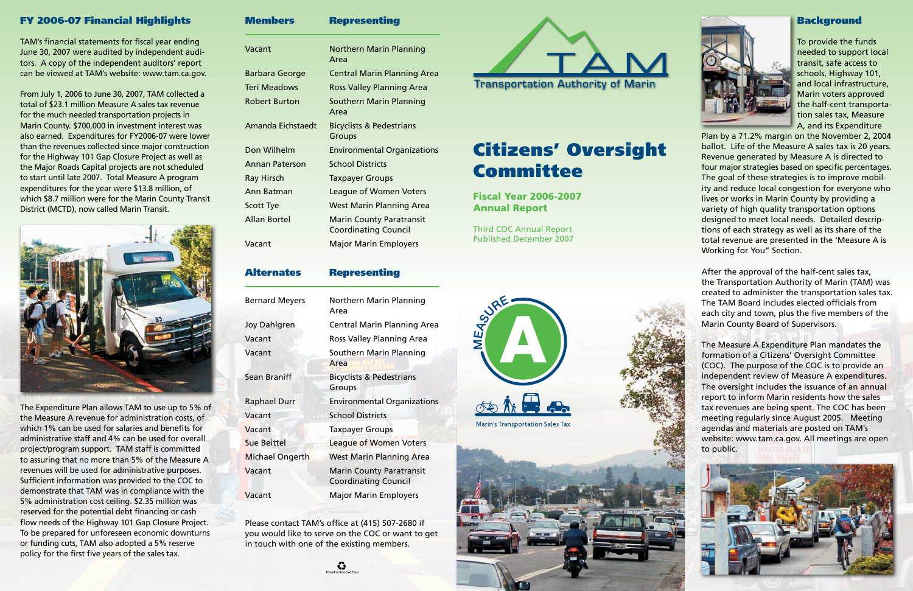## FY 2006-07 Financial Highlights

TAM's financial statements for fiscal year ending June 30, 2007 were audited by independent auditors. A copy of the independent auditors' report can be viewed at TAM's website: www.tam.ca.gov.

From July 1, 2006 to June 30, 2007, TAM collected a total of $23.1 million Measure A sales tax revenue for the much needed transportation projects in Marin County. $700,000 in investment interest was also earned. Expenditures for FY2006-07 were lower than the revenues collected since major construction for the Highway 101 Gap Closure Project as well as the Major Roads Capital projects are not scheduled to start until late 2007. Total Measure A program expenditures for the year were $13.8 million, of which $8.7 million were for the Marin County Transit District (MCTD), now called Marin Transit.

The Expenditure Plan allows TAM to use up to 5% of the Measure A revenue for administration costs, of which 1% can be used for salaries and benefits for administrative staff and 4% can be used for overall project/program support. TAM staff is committed to assuring that no more than 5% of the Measure A revenues will be used for administrative purposes. Sufficient information was provided to the COC to demonstrate that TAM was in compliance with the 5% administration cost ceiling. $2.35 million was reserved for the potential debt financing or cash flow needs of the Highway 101 Gap Closure Project. To be prepared for unforeseen economic downturns or funding cuts, TAM also adopted a 5% reserve policy for the first five years of the sales tax.

| Members | Representing |
|---|---|
| Vacant | Northern Marin Planning Area |
| Barbara George | Central Marin Planning Area |
| Teri Meadows | Ross Valley Planning Area |
| Robert Burton | Southern Marin Planning Area |
| Amanda Eichstaedt | Bicyclists & Pedestrians Groups |
| Don Wilhelm | Environmental Organizations |
| Annan Paterson | School Districts |
| Ray Hirsch | Taxpayer Groups |
| Ann Batman | League of Women Voters |
| Scott Tye | West Marin Planning Area |
| Allan Bortel | Marin County Paratransit Coordinating Council |
| Vacant | Major Marin Employers |

| Alternates | Representing |
|---|---|
| Bernard Meyers | Northern Marin Planning Area |
| Joy Dahlgren | Central Marin Planning Area |
| Vacant | Ross Valley Planning Area |
| Vacant | Southern Marin Planning Area |
| Sean Braniff | Bicyclists & Pedestrians Groups |
| Raphael Durr | Environmental Organizations |
| Vacant | School Districts |
| Vacant | Taxpayer Groups |
| Sue Beittel | League of Women Voters |
| Michael Ongerth | West Marin Planning Area |
| Vacant | Marin County Paratransit Coordinating Council |
| Vacant | Major Marin Employers |

Please contact TAM's office at (415) 507-2680 if you would like to serve on the COC or want to get in touch with one of the existing members.

TAM
Transportation Authority of Marin

# Citizens' Oversight Committee

## Fiscal Year 2006-2007 Annual Report

Third COC Annual Report
Published December 2007

MEASURE A
Marin's Transportation Sales Tax

## Background

To provide the funds needed to support local transit, safe access to schools, Highway 101, and local infrastructure, Marin voters approved the half-cent transportation sales tax, Measure A, and its Expenditure Plan by a 71.2% margin on the November 2, 2004 ballot. Life of the Measure A sales tax is 20 years. Revenue generated by Measure A is directed to four major strategies based on specific percentages. The goal of these strategies is to improve mobility and reduce local congestion for everyone who lives or works in Marin County by providing a variety of high quality transportation options designed to meet local needs. Detailed descriptions of each strategy as well as its share of the total revenue are presented in the 'Measure A is Working for You" Section.

After the approval of the half-cent sales tax, the Transportation Authority of Marin (TAM) was created to administer the transportation sales tax. The TAM Board includes elected officials from each city and town, plus the five members of the Marin County Board of Supervisors.

The Measure A Expenditure Plan mandates the formation of a Citizens' Oversight Committee (COC). The purpose of the COC is to provide an independent review of Measure A expenditures. The oversight includes the issuance of an annual report to inform Marin residents how the sales tax revenues are being spent. The COC has been meeting regularly since August 2005. Meeting agendas and materials are posted on TAM's website: www.tam.ca.gov. All meetings are open to public.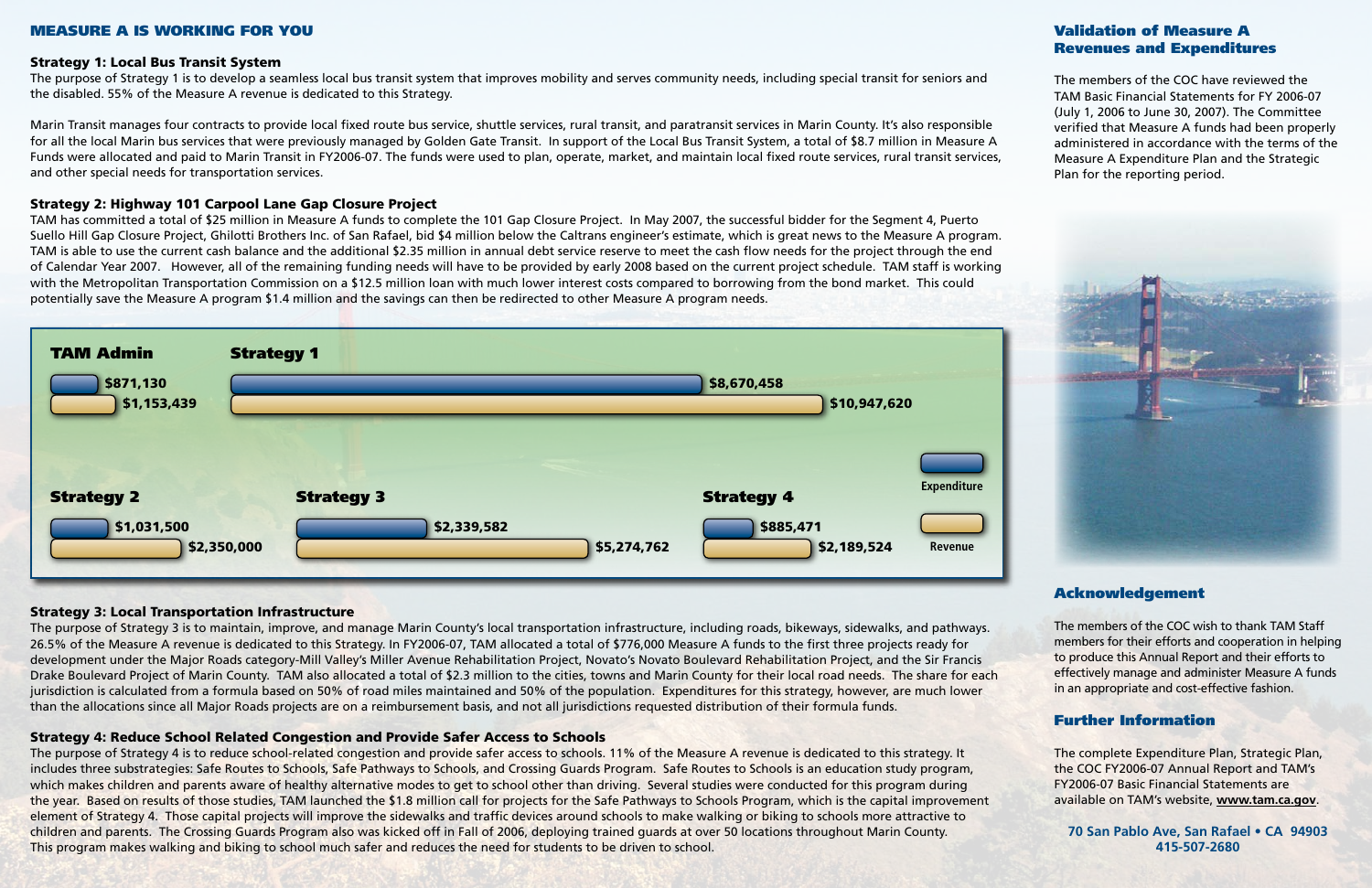## MEASURE A IS WORKING FOR YOU

### Strategy 1: Local Bus Transit System

The purpose of Strategy 1 is to develop a seamless local bus transit system that improves mobility and serves community needs, including special transit for seniors and the disabled. 55% of the Measure A revenue is dedicated to this Strategy.

Marin Transit manages four contracts to provide local fixed route bus service, shuttle services, rural transit, and paratransit services in Marin County. It's also responsible for all the local Marin bus services that were previously managed by Golden Gate Transit. In support of the Local Bus Transit System, a total of $8.7 million in Measure A Funds were allocated and paid to Marin Transit in FY2006-07. The funds were used to plan, operate, market, and maintain local fixed route services, rural transit services, and other special needs for transportation services.

### Strategy 2: Highway 101 Carpool Lane Gap Closure Project

TAM has committed a total of $25 million in Measure A funds to complete the 101 Gap Closure Project. In May 2007, the successful bidder for the Segment 4, Puerto Suello Hill Gap Closure Project, Ghilotti Brothers Inc. of San Rafael, bid $4 million below the Caltrans engineer's estimate, which is great news to the Measure A program. TAM is able to use the current cash balance and the additional $2.35 million in annual debt service reserve to meet the cash flow needs for the project through the end of Calendar Year 2007. However, all of the remaining funding needs will have to be provided by early 2008 based on the current project schedule. TAM staff is working with the Metropolitan Transportation Commission on a $12.5 million loan with much lower interest costs compared to borrowing from the bond market. This could potentially save the Measure A program $1.4 million and the savings can then be redirected to other Measure A program needs.

| | Expenditure | Revenue |
|---|---|---|
| TAM Admin | $871,130 | $1,153,439 |
| Strategy 1 | $8,670,458 | $10,947,620 |
| Strategy 2 | $1,031,500 | $2,350,000 |
| Strategy 3 | $2,339,582 | $5,274,762 |
| Strategy 4 | $885,471 | $2,189,524 |

### Strategy 3: Local Transportation Infrastructure

The purpose of Strategy 3 is to maintain, improve, and manage Marin County's local transportation infrastructure, including roads, bikeways, sidewalks, and pathways. 26.5% of the Measure A revenue is dedicated to this Strategy. In FY2006-07, TAM allocated a total of $776,000 Measure A funds to the first three projects ready for development under the Major Roads category-Mill Valley's Miller Avenue Rehabilitation Project, Novato's Novato Boulevard Rehabilitation Project, and the Sir Francis Drake Boulevard Project of Marin County. TAM also allocated a total of $2.3 million to the cities, towns and Marin County for their local road needs. The share for each jurisdiction is calculated from a formula based on 50% of road miles maintained and 50% of the population. Expenditures for this strategy, however, are much lower than the allocations since all Major Roads projects are on a reimbursement basis, and not all jurisdictions requested distribution of their formula funds.

### Strategy 4: Reduce School Related Congestion and Provide Safer Access to Schools

The purpose of Strategy 4 is to reduce school-related congestion and provide safer access to schools. 11% of the Measure A revenue is dedicated to this strategy. It includes three substrategies: Safe Routes to Schools, Safe Pathways to Schools, and Crossing Guards Program. Safe Routes to Schools is an education study program, which makes children and parents aware of healthy alternative modes to get to school other than driving. Several studies were conducted for this program during the year. Based on results of those studies, TAM launched the $1.8 million call for projects for the Safe Pathways to Schools Program, which is the capital improvement element of Strategy 4. Those capital projects will improve the sidewalks and traffic devices around schools to make walking or biking to schools more attractive to children and parents. The Crossing Guards Program also was kicked off in Fall of 2006, deploying trained guards at over 50 locations throughout Marin County. This program makes walking and biking to school much safer and reduces the need for students to be driven to school.

## Validation of Measure A Revenues and Expenditures

The members of the COC have reviewed the TAM Basic Financial Statements for FY 2006-07 (July 1, 2006 to June 30, 2007). The Committee verified that Measure A funds had been properly administered in accordance with the terms of the Measure A Expenditure Plan and the Strategic Plan for the reporting period.

## Acknowledgement

The members of the COC wish to thank TAM Staff members for their efforts and cooperation in helping to produce this Annual Report and their efforts to effectively manage and administer Measure A funds in an appropriate and cost-effective fashion.

## Further Information

The complete Expenditure Plan, Strategic Plan, the COC FY2006-07 Annual Report and TAM's FY2006-07 Basic Financial Statements are available on TAM's website, **www.tam.ca.gov**.

**70 San Pablo Ave, San Rafael • CA 94903**
**415-507-2680**